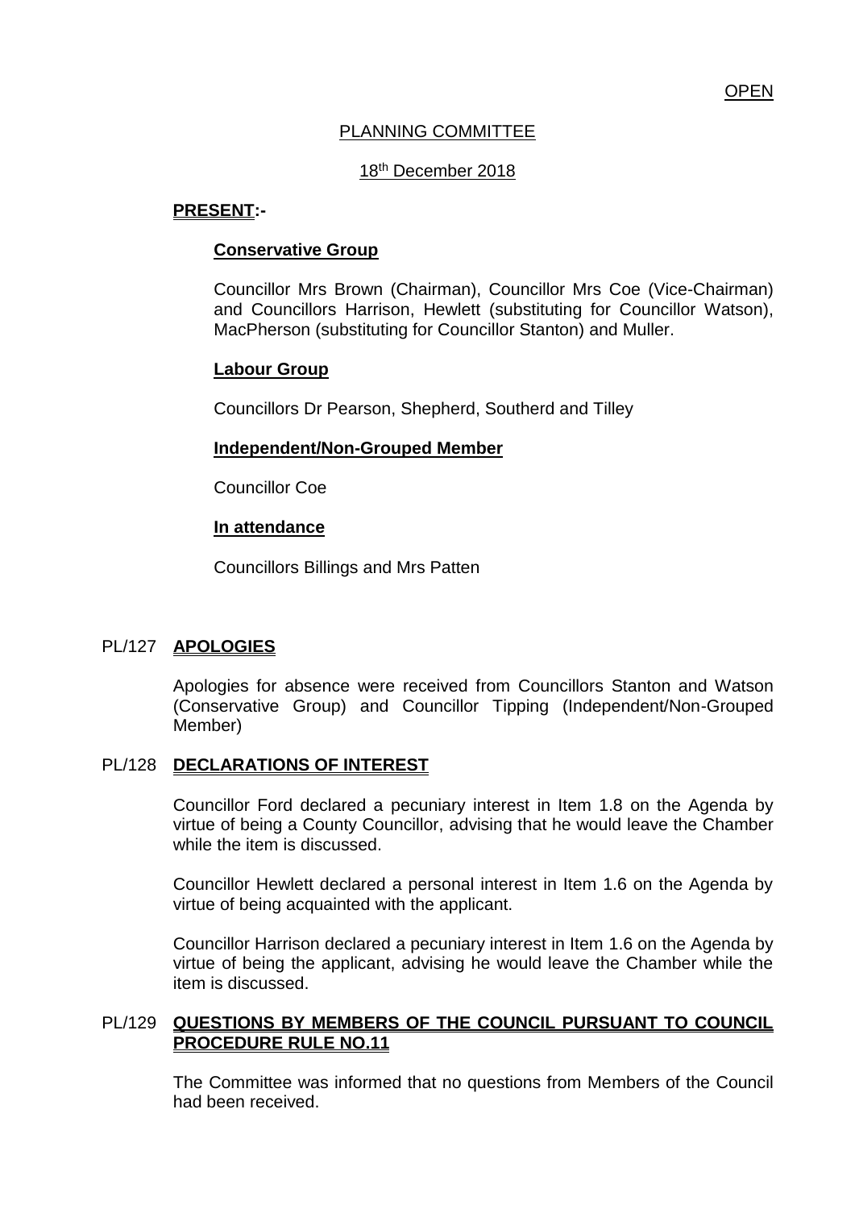OPEN

PLANNING COMMITTEE

18th December 2018

**PRESENT:-**

**Conservative Group**

Councillor Mrs Brown (Chairman), Councillor Mrs Coe (Vice-Chairman) and Councillors Harrison, Hewlett (substituting for Councillor Watson), MacPherson (substituting for Councillor Stanton) and Muller.

**Labour Group**

Councillors Dr Pearson, Shepherd, Southerd and Tilley

**Independent/Non-Grouped Member**

Councillor Coe

**In attendance**

Councillors Billings and Mrs Patten

## PL/127 **APOLOGIES**

Apologies for absence were received from Councillors Stanton and Watson (Conservative Group) and Councillor Tipping (Independent/Non-Grouped Member)

## PL/128 **DECLARATIONS OF INTEREST**

Councillor Ford declared a pecuniary interest in Item 1.8 on the Agenda by virtue of being a County Councillor, advising that he would leave the Chamber while the item is discussed.

Councillor Hewlett declared a personal interest in Item 1.6 on the Agenda by virtue of being acquainted with the applicant.

Councillor Harrison declared a pecuniary interest in Item 1.6 on the Agenda by virtue of being the applicant, advising he would leave the Chamber while the item is discussed.

## PL/129 **QUESTIONS BY MEMBERS OF THE COUNCIL PURSUANT TO COUNCIL PROCEDURE RULE NO.11**

The Committee was informed that no questions from Members of the Council had been received.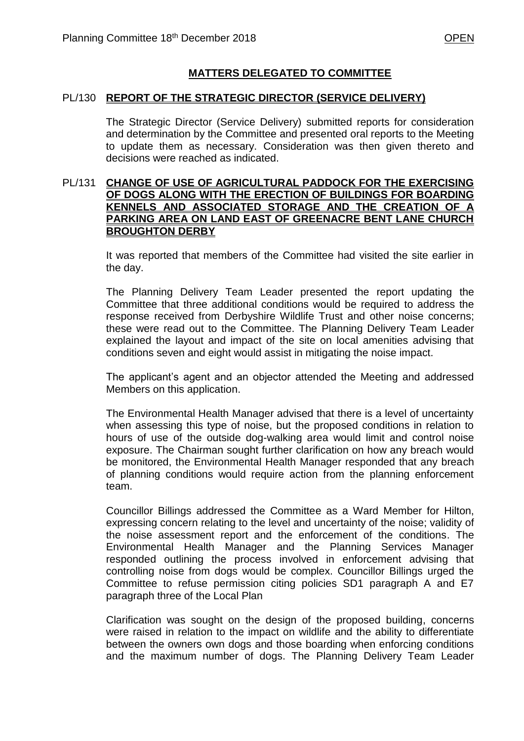## MATTERS DELEGATED TO COMMITTEE

PL/130 **REPORT OF THE STRATEGIC DIRECTOR (SERVICE DELIVERY)**

The Strategic Director (Service Delivery) submitted reports for consideration and determination by the Committee and presented oral reports to the Meeting to update them as necessary. Consideration was then given thereto and decisions were reached as indicated.

PL/131 **CHANGE OF USE OF AGRICULTURAL PADDOCK FOR THE EXERCISING OF DOGS ALONG WITH THE ERECTION OF BUILDINGS FOR BOARDING KENNELS AND ASSOCIATED STORAGE AND THE CREATION OF A PARKING AREA ON LAND EAST OF GREENACRE BENT LANE CHURCH BROUGHTON DERBY**

It was reported that members of the Committee had visited the site earlier in the day.

The Planning Delivery Team Leader presented the report updating the Committee that three additional conditions would be required to address the response received from Derbyshire Wildlife Trust and other noise concerns; these were read out to the Committee. The Planning Delivery Team Leader explained the layout and impact of the site on local amenities advising that conditions seven and eight would assist in mitigating the noise impact.

The applicant's agent and an objector attended the Meeting and addressed Members on this application.

The Environmental Health Manager advised that there is a level of uncertainty when assessing this type of noise, but the proposed conditions in relation to hours of use of the outside dog-walking area would limit and control noise exposure. The Chairman sought further clarification on how any breach would be monitored, the Environmental Health Manager responded that any breach of planning conditions would require action from the planning enforcement team.

Councillor Billings addressed the Committee as a Ward Member for Hilton, expressing concern relating to the level and uncertainty of the noise; validity of the noise assessment report and the enforcement of the conditions. The Environmental Health Manager and the Planning Services Manager responded outlining the process involved in enforcement advising that controlling noise from dogs would be complex. Councillor Billings urged the Committee to refuse permission citing policies SD1 paragraph A and E7 paragraph three of the Local Plan

Clarification was sought on the design of the proposed building, concerns were raised in relation to the impact on wildlife and the ability to differentiate between the owners own dogs and those boarding when enforcing conditions and the maximum number of dogs. The Planning Delivery Team Leader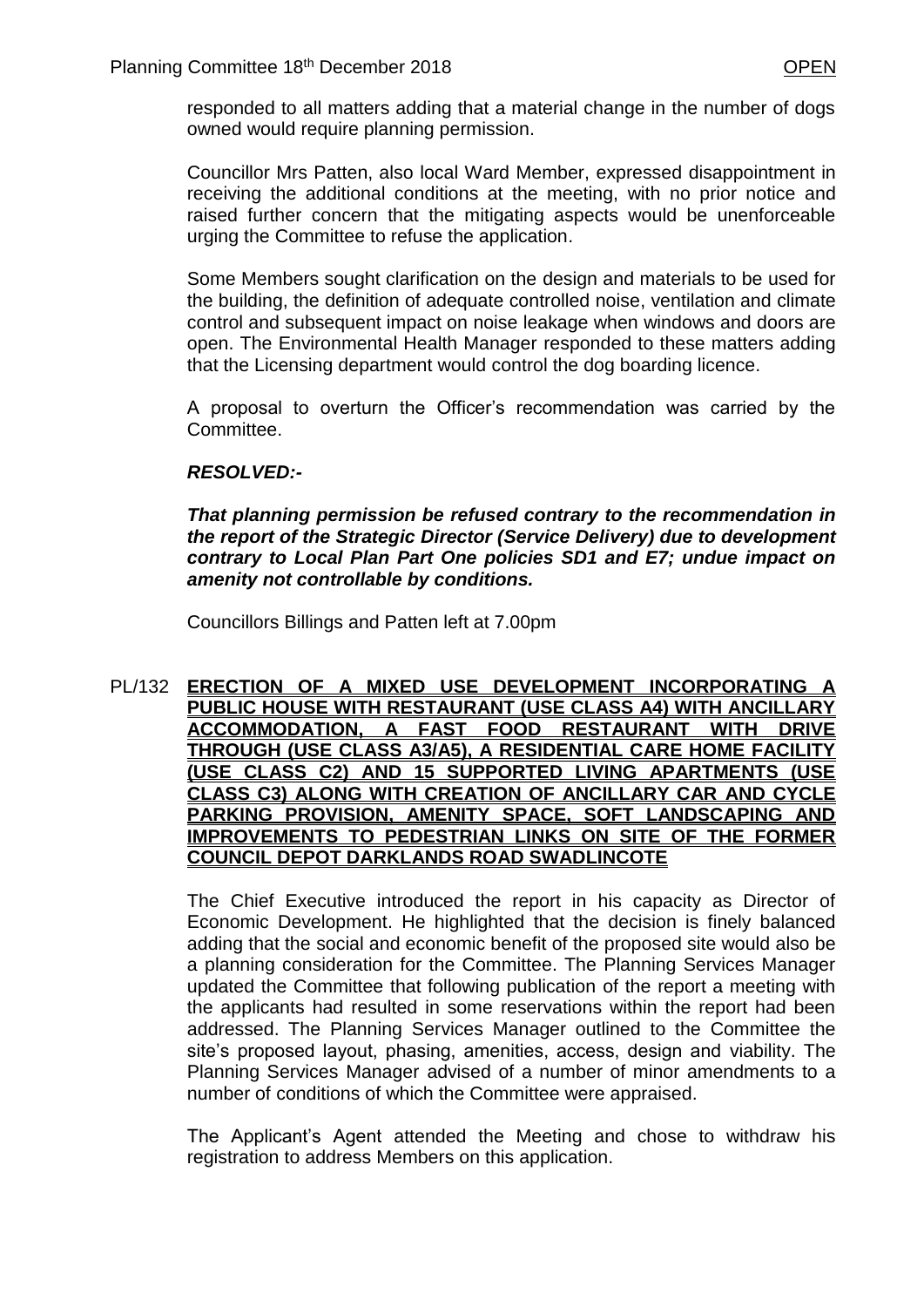responded to all matters adding that a material change in the number of dogs owned would require planning permission.

Councillor Mrs Patten, also local Ward Member, expressed disappointment in receiving the additional conditions at the meeting, with no prior notice and raised further concern that the mitigating aspects would be unenforceable urging the Committee to refuse the application.

Some Members sought clarification on the design and materials to be used for the building, the definition of adequate controlled noise, ventilation and climate control and subsequent impact on noise leakage when windows and doors are open. The Environmental Health Manager responded to these matters adding that the Licensing department would control the dog boarding licence.

A proposal to overturn the Officer's recommendation was carried by the Committee.

***RESOLVED:-***

***That planning permission be refused contrary to the recommendation in the report of the Strategic Director (Service Delivery) due to development contrary to Local Plan Part One policies SD1 and E7; undue impact on amenity not controllable by conditions.***

Councillors Billings and Patten left at 7.00pm

**PL/132 ERECTION OF A MIXED USE DEVELOPMENT INCORPORATING A PUBLIC HOUSE WITH RESTAURANT (USE CLASS A4) WITH ANCILLARY ACCOMMODATION, A FAST FOOD RESTAURANT WITH DRIVE THROUGH (USE CLASS A3/A5), A RESIDENTIAL CARE HOME FACILITY (USE CLASS C2) AND 15 SUPPORTED LIVING APARTMENTS (USE CLASS C3) ALONG WITH CREATION OF ANCILLARY CAR AND CYCLE PARKING PROVISION, AMENITY SPACE, SOFT LANDSCAPING AND IMPROVEMENTS TO PEDESTRIAN LINKS ON SITE OF THE FORMER COUNCIL DEPOT DARKLANDS ROAD SWADLINCOTE**

The Chief Executive introduced the report in his capacity as Director of Economic Development. He highlighted that the decision is finely balanced adding that the social and economic benefit of the proposed site would also be a planning consideration for the Committee. The Planning Services Manager updated the Committee that following publication of the report a meeting with the applicants had resulted in some reservations within the report had been addressed. The Planning Services Manager outlined to the Committee the site's proposed layout, phasing, amenities, access, design and viability. The Planning Services Manager advised of a number of minor amendments to a number of conditions of which the Committee were appraised.

The Applicant's Agent attended the Meeting and chose to withdraw his registration to address Members on this application.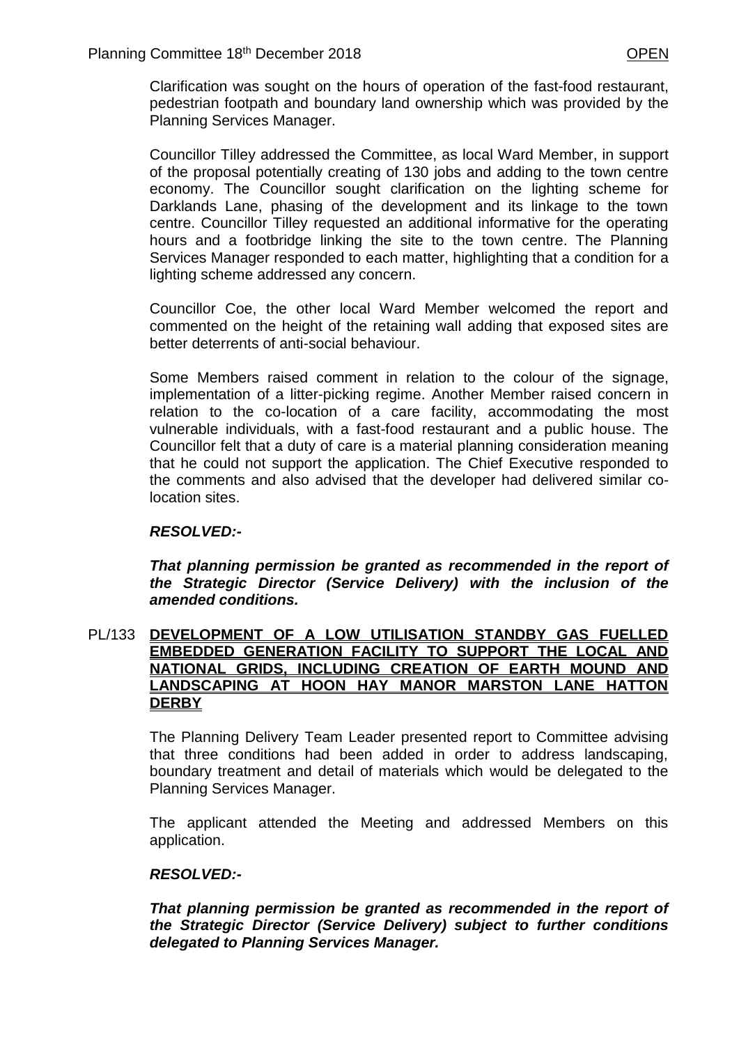Clarification was sought on the hours of operation of the fast-food restaurant, pedestrian footpath and boundary land ownership which was provided by the Planning Services Manager.

Councillor Tilley addressed the Committee, as local Ward Member, in support of the proposal potentially creating of 130 jobs and adding to the town centre economy. The Councillor sought clarification on the lighting scheme for Darklands Lane, phasing of the development and its linkage to the town centre. Councillor Tilley requested an additional informative for the operating hours and a footbridge linking the site to the town centre. The Planning Services Manager responded to each matter, highlighting that a condition for a lighting scheme addressed any concern.

Councillor Coe, the other local Ward Member welcomed the report and commented on the height of the retaining wall adding that exposed sites are better deterrents of anti-social behaviour.

Some Members raised comment in relation to the colour of the signage, implementation of a litter-picking regime. Another Member raised concern in relation to the co-location of a care facility, accommodating the most vulnerable individuals, with a fast-food restaurant and a public house. The Councillor felt that a duty of care is a material planning consideration meaning that he could not support the application. The Chief Executive responded to the comments and also advised that the developer had delivered similar co-location sites.

***RESOLVED:-***

***That planning permission be granted as recommended in the report of the Strategic Director (Service Delivery) with the inclusion of the amended conditions.***

## PL/133 DEVELOPMENT OF A LOW UTILISATION STANDBY GAS FUELLED EMBEDDED GENERATION FACILITY TO SUPPORT THE LOCAL AND NATIONAL GRIDS, INCLUDING CREATION OF EARTH MOUND AND LANDSCAPING AT HOON HAY MANOR MARSTON LANE HATTON DERBY

The Planning Delivery Team Leader presented report to Committee advising that three conditions had been added in order to address landscaping, boundary treatment and detail of materials which would be delegated to the Planning Services Manager.

The applicant attended the Meeting and addressed Members on this application.

***RESOLVED:-***

***That planning permission be granted as recommended in the report of the Strategic Director (Service Delivery) subject to further conditions delegated to Planning Services Manager.***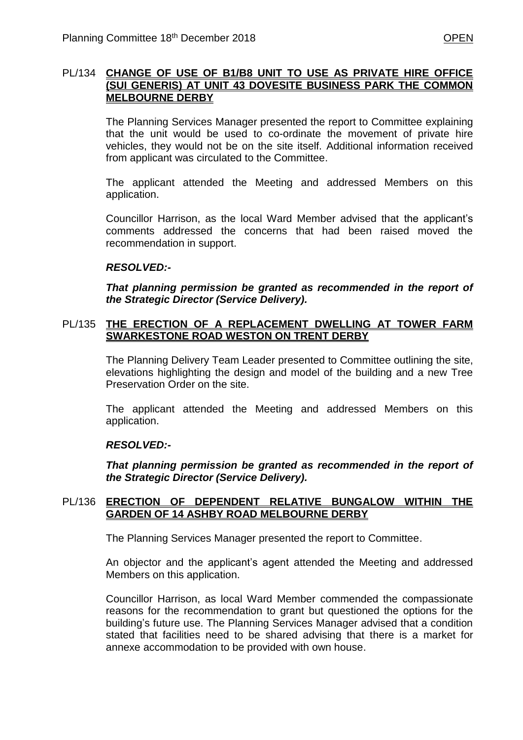## PL/134 **CHANGE OF USE OF B1/B8 UNIT TO USE AS PRIVATE HIRE OFFICE (SUI GENERIS) AT UNIT 43 DOVESITE BUSINESS PARK THE COMMON MELBOURNE DERBY**

The Planning Services Manager presented the report to Committee explaining that the unit would be used to co-ordinate the movement of private hire vehicles, they would not be on the site itself. Additional information received from applicant was circulated to the Committee.

The applicant attended the Meeting and addressed Members on this application.

Councillor Harrison, as the local Ward Member advised that the applicant's comments addressed the concerns that had been raised moved the recommendation in support.

***RESOLVED:-***

***That planning permission be granted as recommended in the report of the Strategic Director (Service Delivery).***

## PL/135 **THE ERECTION OF A REPLACEMENT DWELLING AT TOWER FARM SWARKESTONE ROAD WESTON ON TRENT DERBY**

The Planning Delivery Team Leader presented to Committee outlining the site, elevations highlighting the design and model of the building and a new Tree Preservation Order on the site.

The applicant attended the Meeting and addressed Members on this application.

***RESOLVED:-***

***That planning permission be granted as recommended in the report of the Strategic Director (Service Delivery).***

## PL/136 **ERECTION OF DEPENDENT RELATIVE BUNGALOW WITHIN THE GARDEN OF 14 ASHBY ROAD MELBOURNE DERBY**

The Planning Services Manager presented the report to Committee.

An objector and the applicant's agent attended the Meeting and addressed Members on this application.

Councillor Harrison, as local Ward Member commended the compassionate reasons for the recommendation to grant but questioned the options for the building's future use. The Planning Services Manager advised that a condition stated that facilities need to be shared advising that there is a market for annexe accommodation to be provided with own house.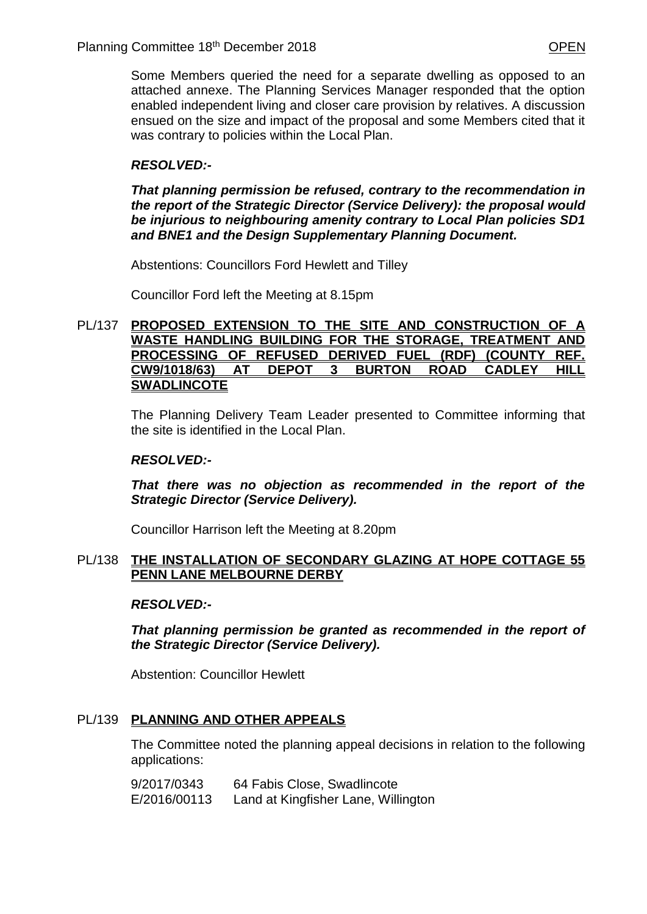Some Members queried the need for a separate dwelling as opposed to an attached annexe. The Planning Services Manager responded that the option enabled independent living and closer care provision by relatives. A discussion ensued on the size and impact of the proposal and some Members cited that it was contrary to policies within the Local Plan.

***RESOLVED:-***

***That planning permission be refused, contrary to the recommendation in the report of the Strategic Director (Service Delivery): the proposal would be injurious to neighbouring amenity contrary to Local Plan policies SD1 and BNE1 and the Design Supplementary Planning Document.***

Abstentions: Councillors Ford Hewlett and Tilley

Councillor Ford left the Meeting at 8.15pm

## PL/137 PROPOSED EXTENSION TO THE SITE AND CONSTRUCTION OF A WASTE HANDLING BUILDING FOR THE STORAGE, TREATMENT AND PROCESSING OF REFUSED DERIVED FUEL (RDF) (COUNTY REF. CW9/1018/63) AT DEPOT 3 BURTON ROAD CADLEY HILL SWADLINCOTE

The Planning Delivery Team Leader presented to Committee informing that the site is identified in the Local Plan.

***RESOLVED:-***

***That there was no objection as recommended in the report of the Strategic Director (Service Delivery).***

Councillor Harrison left the Meeting at 8.20pm

## PL/138 THE INSTALLATION OF SECONDARY GLAZING AT HOPE COTTAGE 55 PENN LANE MELBOURNE DERBY

***RESOLVED:-***

***That planning permission be granted as recommended in the report of the Strategic Director (Service Delivery).***

Abstention: Councillor Hewlett

## PL/139 PLANNING AND OTHER APPEALS

The Committee noted the planning appeal decisions in relation to the following applications:

9/2017/0343 64 Fabis Close, Swadlincote
E/2016/00113 Land at Kingfisher Lane, Willington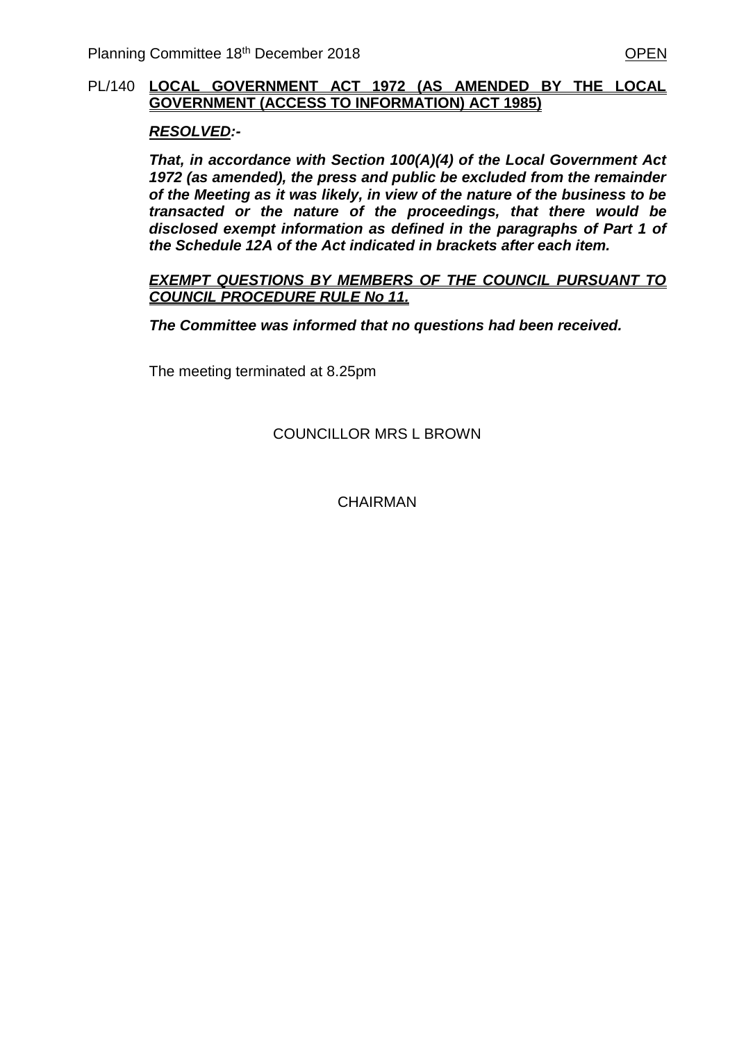PL/140 **LOCAL GOVERNMENT ACT 1972 (AS AMENDED BY THE LOCAL GOVERNMENT (ACCESS TO INFORMATION) ACT 1985)**

***RESOLVED:-***

***That, in accordance with Section 100(A)(4) of the Local Government Act 1972 (as amended), the press and public be excluded from the remainder of the Meeting as it was likely, in view of the nature of the business to be transacted or the nature of the proceedings, that there would be disclosed exempt information as defined in the paragraphs of Part 1 of the Schedule 12A of the Act indicated in brackets after each item.***

***EXEMPT QUESTIONS BY MEMBERS OF THE COUNCIL PURSUANT TO COUNCIL PROCEDURE RULE No 11.***

***The Committee was informed that no questions had been received.***

The meeting terminated at 8.25pm

COUNCILLOR MRS L BROWN

CHAIRMAN